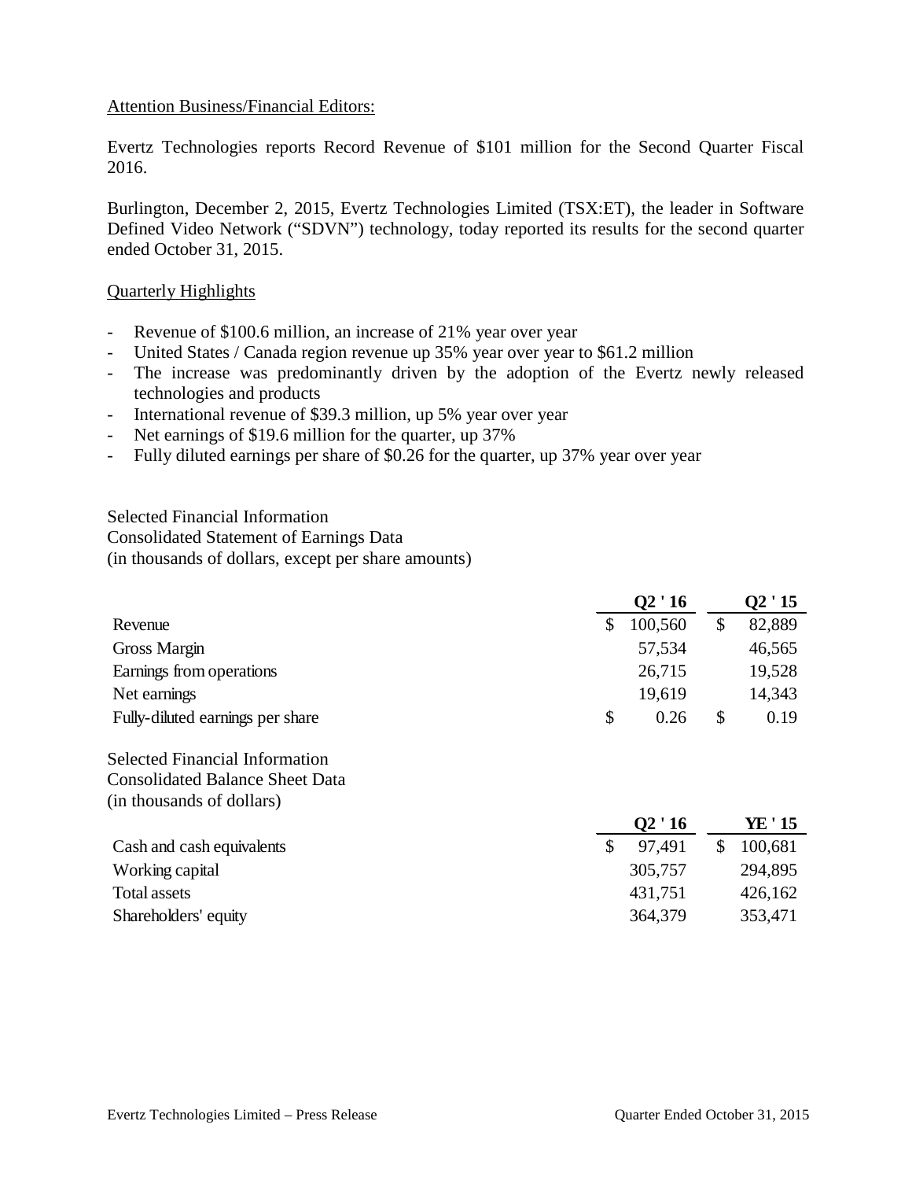Attention Business/Financial Editors:

Evertz Technologies reports Record Revenue of $101 million for the Second Quarter Fiscal 2016.

Burlington, December 2, 2015, Evertz Technologies Limited (TSX:ET), the leader in Software Defined Video Network ("SDVN") technology, today reported its results for the second quarter ended October 31, 2015.

Quarterly Highlights

- Revenue of $100.6 million, an increase of 21% year over year
- United States / Canada region revenue up 35% year over year to $61.2 million
- The increase was predominantly driven by the adoption of the Evertz newly released technologies and products
- International revenue of $39.3 million, up 5% year over year
- Net earnings of $19.6 million for the quarter, up 37%
- Fully diluted earnings per share of $0.26 for the quarter, up 37% year over year

Selected Financial Information
Consolidated Statement of Earnings Data
(in thousands of dollars, except per share amounts)

| | Q2 ' 16 | Q2 ' 15 |
|---|---|---|
| Revenue | $ 100,560 | $ 82,889 |
| Gross Margin | 57,534 | 46,565 |
| Earnings from operations | 26,715 | 19,528 |
| Net earnings | 19,619 | 14,343 |
| Fully-diluted earnings per share | $ 0.26 | $ 0.19 |

Selected Financial Information
Consolidated Balance Sheet Data
(in thousands of dollars)

| | Q2 ' 16 | YE ' 15 |
|---|---|---|
| Cash and cash equivalents | $ 97,491 | $ 100,681 |
| Working capital | 305,757 | 294,895 |
| Total assets | 431,751 | 426,162 |
| Shareholders' equity | 364,379 | 353,471 |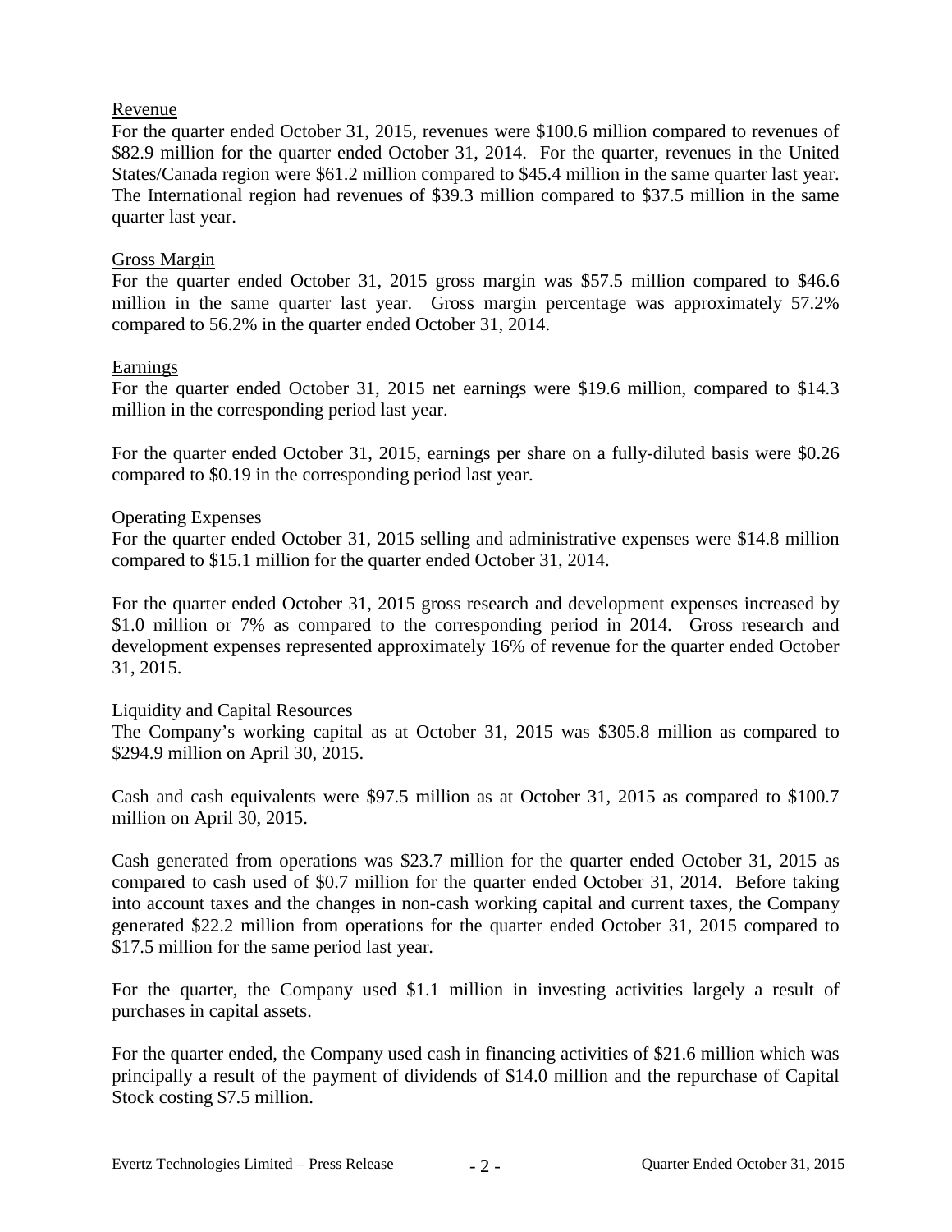## Revenue

For the quarter ended October 31, 2015, revenues were $100.6 million compared to revenues of $82.9 million for the quarter ended October 31, 2014. For the quarter, revenues in the United States/Canada region were $61.2 million compared to $45.4 million in the same quarter last year. The International region had revenues of $39.3 million compared to $37.5 million in the same quarter last year.

## Gross Margin

For the quarter ended October 31, 2015 gross margin was $57.5 million compared to $46.6 million in the same quarter last year. Gross margin percentage was approximately 57.2% compared to 56.2% in the quarter ended October 31, 2014.

## Earnings

For the quarter ended October 31, 2015 net earnings were $19.6 million, compared to $14.3 million in the corresponding period last year.

For the quarter ended October 31, 2015, earnings per share on a fully-diluted basis were $0.26 compared to $0.19 in the corresponding period last year.

## Operating Expenses

For the quarter ended October 31, 2015 selling and administrative expenses were $14.8 million compared to $15.1 million for the quarter ended October 31, 2014.

For the quarter ended October 31, 2015 gross research and development expenses increased by $1.0 million or 7% as compared to the corresponding period in 2014. Gross research and development expenses represented approximately 16% of revenue for the quarter ended October 31, 2015.

## Liquidity and Capital Resources

The Company's working capital as at October 31, 2015 was $305.8 million as compared to $294.9 million on April 30, 2015.

Cash and cash equivalents were $97.5 million as at October 31, 2015 as compared to $100.7 million on April 30, 2015.

Cash generated from operations was $23.7 million for the quarter ended October 31, 2015 as compared to cash used of $0.7 million for the quarter ended October 31, 2014. Before taking into account taxes and the changes in non-cash working capital and current taxes, the Company generated $22.2 million from operations for the quarter ended October 31, 2015 compared to $17.5 million for the same period last year.

For the quarter, the Company used $1.1 million in investing activities largely a result of purchases in capital assets.

For the quarter ended, the Company used cash in financing activities of $21.6 million which was principally a result of the payment of dividends of $14.0 million and the repurchase of Capital Stock costing $7.5 million.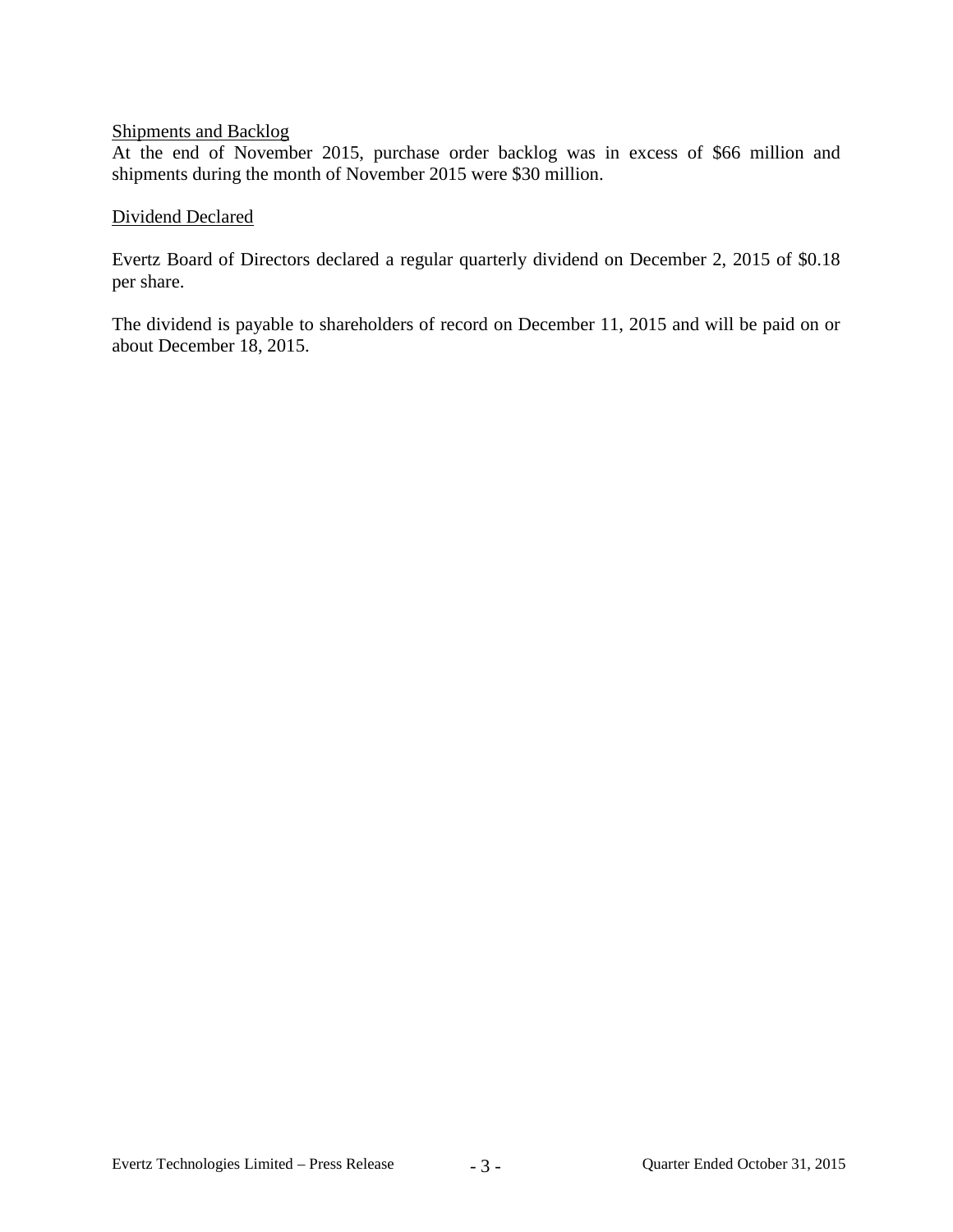Shipments and Backlog

At the end of November 2015, purchase order backlog was in excess of $66 million and shipments during the month of November 2015 were $30 million.

Dividend Declared

Evertz Board of Directors declared a regular quarterly dividend on December 2, 2015 of $0.18 per share.

The dividend is payable to shareholders of record on December 11, 2015 and will be paid on or about December 18, 2015.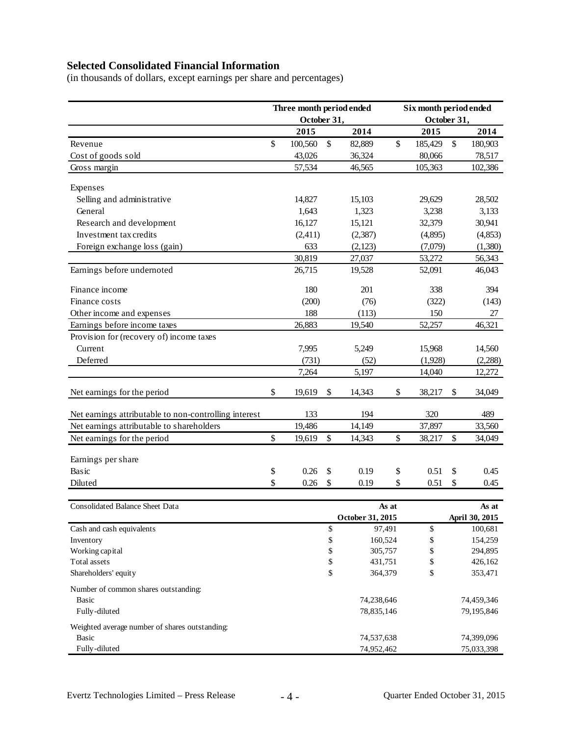## Selected Consolidated Financial Information

(in thousands of dollars, except earnings per share and percentages)

| | Three month period ended October 31, | | Six month period ended October 31, | |
|---|---|---|---|---|
| | 2015 | 2014 | 2015 | 2014 |
| Revenue | $ 100,560 | $ 82,889 | $ 185,429 | $ 180,903 |
| Cost of goods sold | 43,026 | 36,324 | 80,066 | 78,517 |
| Gross margin | 57,534 | 46,565 | 105,363 | 102,386 |
| Expenses | | | | |
| Selling and administrative | 14,827 | 15,103 | 29,629 | 28,502 |
| General | 1,643 | 1,323 | 3,238 | 3,133 |
| Research and development | 16,127 | 15,121 | 32,379 | 30,941 |
| Investment tax credits | (2,411) | (2,387) | (4,895) | (4,853) |
| Foreign exchange loss (gain) | 633 | (2,123) | (7,079) | (1,380) |
| | 30,819 | 27,037 | 53,272 | 56,343 |
| Earnings before undernoted | 26,715 | 19,528 | 52,091 | 46,043 |
| Finance income | 180 | 201 | 338 | 394 |
| Finance costs | (200) | (76) | (322) | (143) |
| Other income and expenses | 188 | (113) | 150 | 27 |
| Earnings before income taxes | 26,883 | 19,540 | 52,257 | 46,321 |
| Provision for (recovery of) income taxes | | | | |
| Current | 7,995 | 5,249 | 15,968 | 14,560 |
| Deferred | (731) | (52) | (1,928) | (2,288) |
| | 7,264 | 5,197 | 14,040 | 12,272 |
| Net earnings for the period | $ 19,619 | $ 14,343 | $ 38,217 | $ 34,049 |
| Net earnings attributable to non-controlling interest | 133 | 194 | 320 | 489 |
| Net earnings attributable to shareholders | 19,486 | 14,149 | 37,897 | 33,560 |
| Net earnings for the period | $ 19,619 | $ 14,343 | $ 38,217 | $ 34,049 |
| Earnings per share | | | | |
| Basic | $ 0.26 | $ 0.19 | $ 0.51 | $ 0.45 |
| Diluted | $ 0.26 | $ 0.19 | $ 0.51 | $ 0.45 |

| Consolidated Balance Sheet Data | As at October 31, 2015 | As at April 30, 2015 |
|---|---|---|
| Cash and cash equivalents | $ 97,491 | $ 100,681 |
| Inventory | $ 160,524 | $ 154,259 |
| Working capital | $ 305,757 | $ 294,895 |
| Total assets | $ 431,751 | $ 426,162 |
| Shareholders' equity | $ 364,379 | $ 353,471 |
| Number of common shares outstanding: | | |
| Basic | 74,238,646 | 74,459,346 |
| Fully-diluted | 78,835,146 | 79,195,846 |
| Weighted average number of shares outstanding: | | |
| Basic | 74,537,638 | 74,399,096 |
| Fully-diluted | 74,952,462 | 75,033,398 |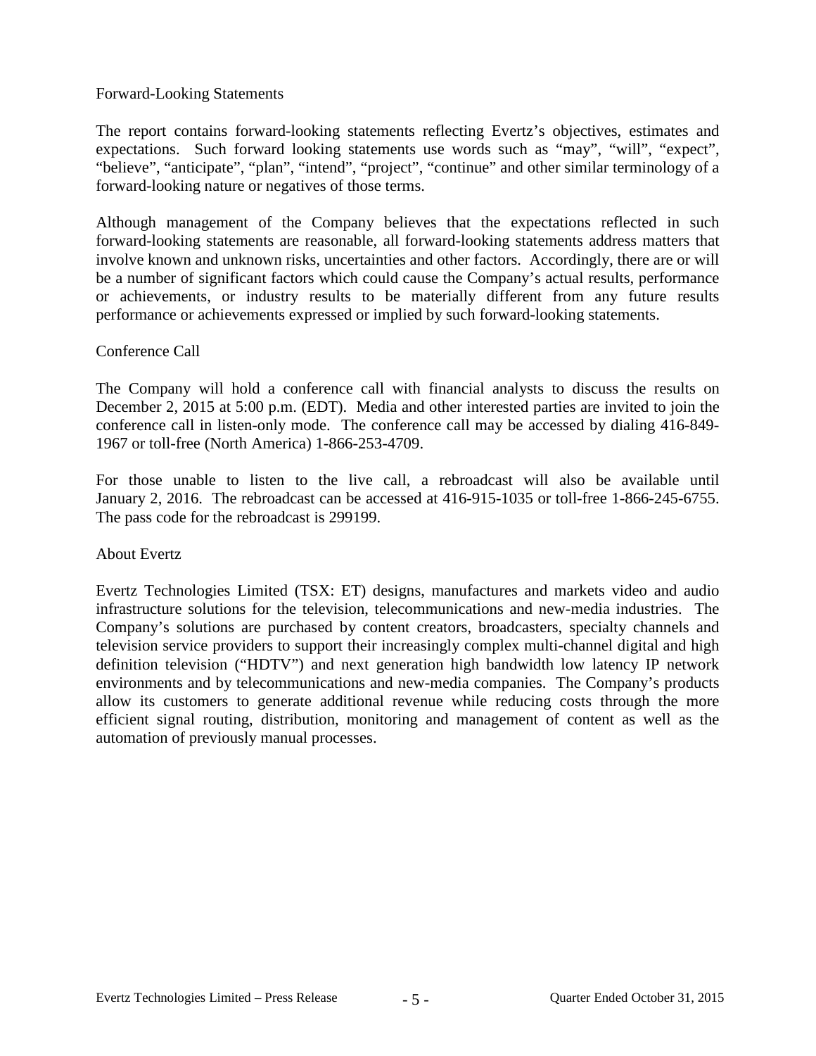## Forward-Looking Statements

The report contains forward-looking statements reflecting Evertz's objectives, estimates and expectations. Such forward looking statements use words such as "may", "will", "expect", "believe", "anticipate", "plan", "intend", "project", "continue" and other similar terminology of a forward-looking nature or negatives of those terms.

Although management of the Company believes that the expectations reflected in such forward-looking statements are reasonable, all forward-looking statements address matters that involve known and unknown risks, uncertainties and other factors. Accordingly, there are or will be a number of significant factors which could cause the Company's actual results, performance or achievements, or industry results to be materially different from any future results performance or achievements expressed or implied by such forward-looking statements.

## Conference Call

The Company will hold a conference call with financial analysts to discuss the results on December 2, 2015 at 5:00 p.m. (EDT). Media and other interested parties are invited to join the conference call in listen-only mode. The conference call may be accessed by dialing 416-849-1967 or toll-free (North America) 1-866-253-4709.

For those unable to listen to the live call, a rebroadcast will also be available until January 2, 2016. The rebroadcast can be accessed at 416-915-1035 or toll-free 1-866-245-6755. The pass code for the rebroadcast is 299199.

## About Evertz

Evertz Technologies Limited (TSX: ET) designs, manufactures and markets video and audio infrastructure solutions for the television, telecommunications and new-media industries. The Company's solutions are purchased by content creators, broadcasters, specialty channels and television service providers to support their increasingly complex multi-channel digital and high definition television ("HDTV") and next generation high bandwidth low latency IP network environments and by telecommunications and new-media companies. The Company's products allow its customers to generate additional revenue while reducing costs through the more efficient signal routing, distribution, monitoring and management of content as well as the automation of previously manual processes.